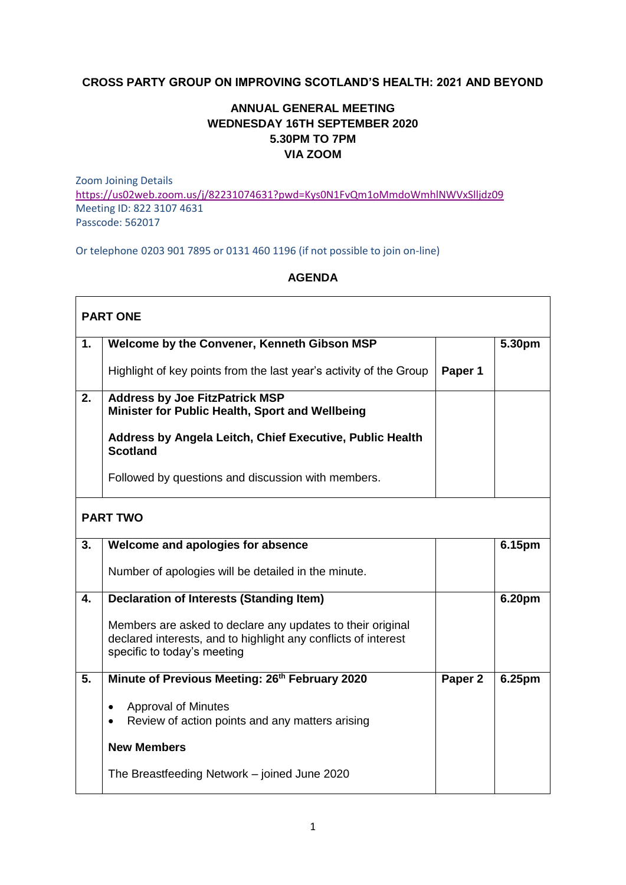**CROSS PARTY GROUP ON IMPROVING SCOTLAND'S HEALTH: 2021 AND BEYOND**

**ANNUAL GENERAL MEETING**
**WEDNESDAY 16TH SEPTEMBER 2020**
**5.30PM TO 7PM**
**VIA ZOOM**

Zoom Joining Details
https://us02web.zoom.us/j/82231074631?pwd=Kys0N1FvQm1oMmdoWmhlNWVxSlljdz09
Meeting ID: 822 3107 4631
Passcode: 562017

Or telephone 0203 901 7895 or 0131 460 1196 (if not possible to join on-line)

**AGENDA**

| **PART ONE** | | | |
|---|---|---|---|
| **1.** | **Welcome by the Convener, Kenneth Gibson MSP**<br><br>Highlight of key points from the last year's activity of the Group | <br><br>**Paper 1** | **5.30pm** |
| **2.** | **Address by Joe FitzPatrick MSP**<br>**Minister for Public Health, Sport and Wellbeing**<br><br>**Address by Angela Leitch, Chief Executive, Public Health Scotland**<br><br>Followed by questions and discussion with members. | | |
| **PART TWO** | | | |
| **3.** | **Welcome and apologies for absence**<br><br>Number of apologies will be detailed in the minute. | | **6.15pm** |
| **4.** | **Declaration of Interests (Standing Item)**<br><br>Members are asked to declare any updates to their original declared interests, and to highlight any conflicts of interest specific to today's meeting | | **6.20pm** |
| **5.** | **Minute of Previous Meeting: 26th February 2020**<br><br>• Approval of Minutes<br>• Review of action points and any matters arising<br><br>**New Members**<br><br>The Breastfeeding Network – joined June 2020 | **Paper 2** | **6.25pm** |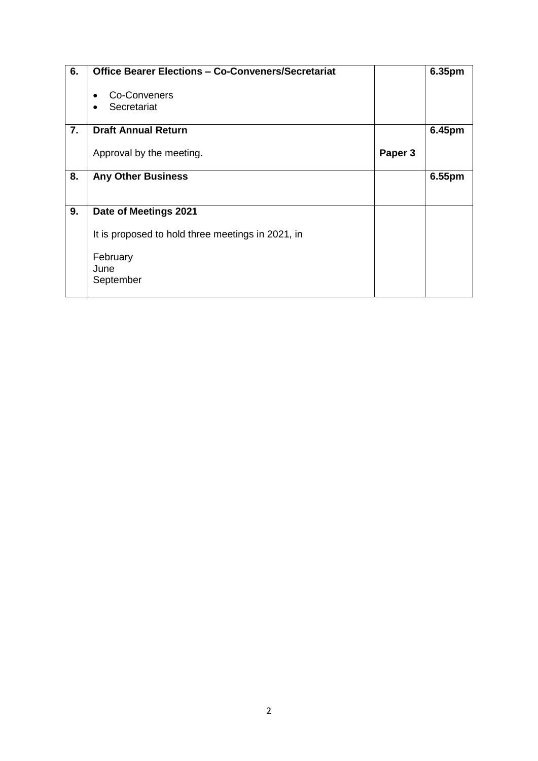| | | | |
|---|---|---|---|
| **6.** | **Office Bearer Elections – Co-Conveners/Secretariat**<br><br>• Co-Conveners<br>• Secretariat | | **6.35pm** |
| **7.** | **Draft Annual Return**<br><br>Approval by the meeting. | **Paper 3** | **6.45pm** |
| **8.** | **Any Other Business** | | **6.55pm** |
| **9.** | **Date of Meetings 2021**<br><br>It is proposed to hold three meetings in 2021, in<br><br>February<br>June<br>September | | |